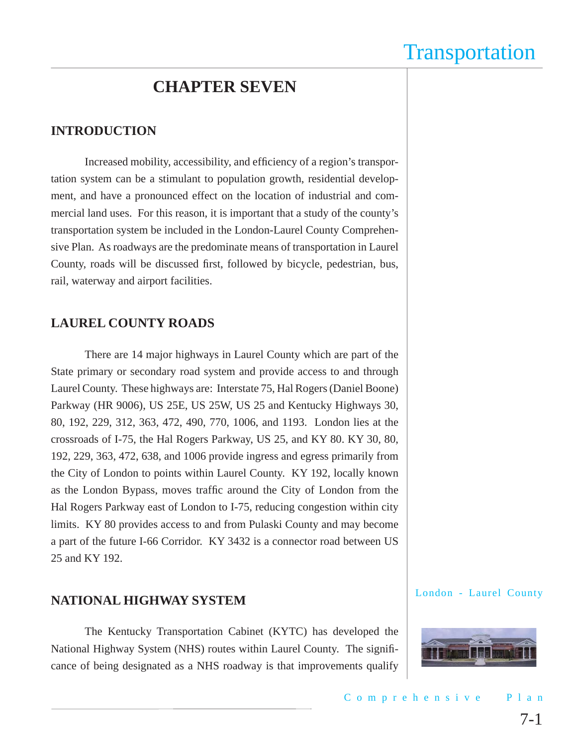# CHAPTER SEVEN

## INTRODUCTION

Increased mobility, accessibility, and efficiency of a region's transportation system can be a stimulant to population growth, residential development, and have a pronounced effect on the location of industrial and commercial land uses. For this reason, it is important that a study of the county's transportation system be included in the London-Laurel County Comprehensive Plan. As roadways are the predominate means of transportation in Laurel County, roads will be discussed first, followed by bicycle, pedestrian, bus, rail, waterway and airport facilities.

## LAUREL COUNTY ROADS

There are 14 major highways in Laurel County which are part of the State primary or secondary road system and provide access to and through Laurel County. These highways are: Interstate 75, Hal Rogers (Daniel Boone) Parkway (HR 9006), US 25E, US 25W, US 25 and Kentucky Highways 30, 80, 192, 229, 312, 363, 472, 490, 770, 1006, and 1193. London lies at the crossroads of I-75, the Hal Rogers Parkway, US 25, and KY 80. KY 30, 80, 192, 229, 363, 472, 638, and 1006 provide ingress and egress primarily from the City of London to points within Laurel County. KY 192, locally known as the London Bypass, moves traffic around the City of London from the Hal Rogers Parkway east of London to I-75, reducing congestion within city limits. KY 80 provides access to and from Pulaski County and may become a part of the future I-66 Corridor. KY 3432 is a connector road between US 25 and KY 192.

## NATIONAL HIGHWAY SYSTEM

The Kentucky Transportation Cabinet (KYTC) has developed the National Highway System (NHS) routes within Laurel County. The significance of being designated as a NHS roadway is that improvements qualify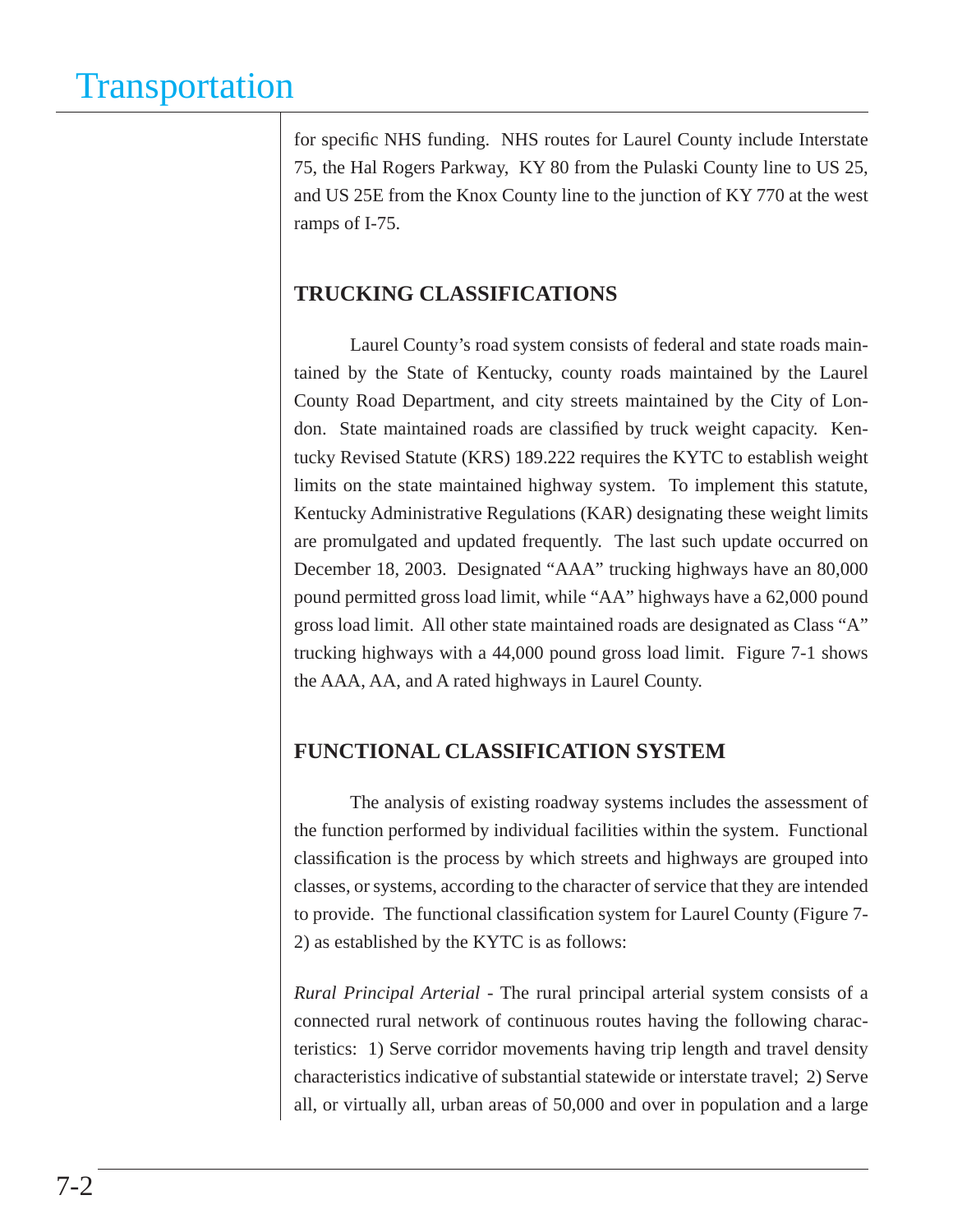for specific NHS funding. NHS routes for Laurel County include Interstate 75, the Hal Rogers Parkway, KY 80 from the Pulaski County line to US 25, and US 25E from the Knox County line to the junction of KY 770 at the west ramps of I-75.

## TRUCKING CLASSIFICATIONS

Laurel County's road system consists of federal and state roads maintained by the State of Kentucky, county roads maintained by the Laurel County Road Department, and city streets maintained by the City of London. State maintained roads are classified by truck weight capacity. Kentucky Revised Statute (KRS) 189.222 requires the KYTC to establish weight limits on the state maintained highway system. To implement this statute, Kentucky Administrative Regulations (KAR) designating these weight limits are promulgated and updated frequently. The last such update occurred on December 18, 2003. Designated "AAA" trucking highways have an 80,000 pound permitted gross load limit, while "AA" highways have a 62,000 pound gross load limit. All other state maintained roads are designated as Class "A" trucking highways with a 44,000 pound gross load limit. Figure 7-1 shows the AAA, AA, and A rated highways in Laurel County.

## FUNCTIONAL CLASSIFICATION SYSTEM

The analysis of existing roadway systems includes the assessment of the function performed by individual facilities within the system. Functional classification is the process by which streets and highways are grouped into classes, or systems, according to the character of service that they are intended to provide. The functional classification system for Laurel County (Figure 7-2) as established by the KYTC is as follows:

*Rural Principal Arterial* - The rural principal arterial system consists of a connected rural network of continuous routes having the following characteristics: 1) Serve corridor movements having trip length and travel density characteristics indicative of substantial statewide or interstate travel; 2) Serve all, or virtually all, urban areas of 50,000 and over in population and a large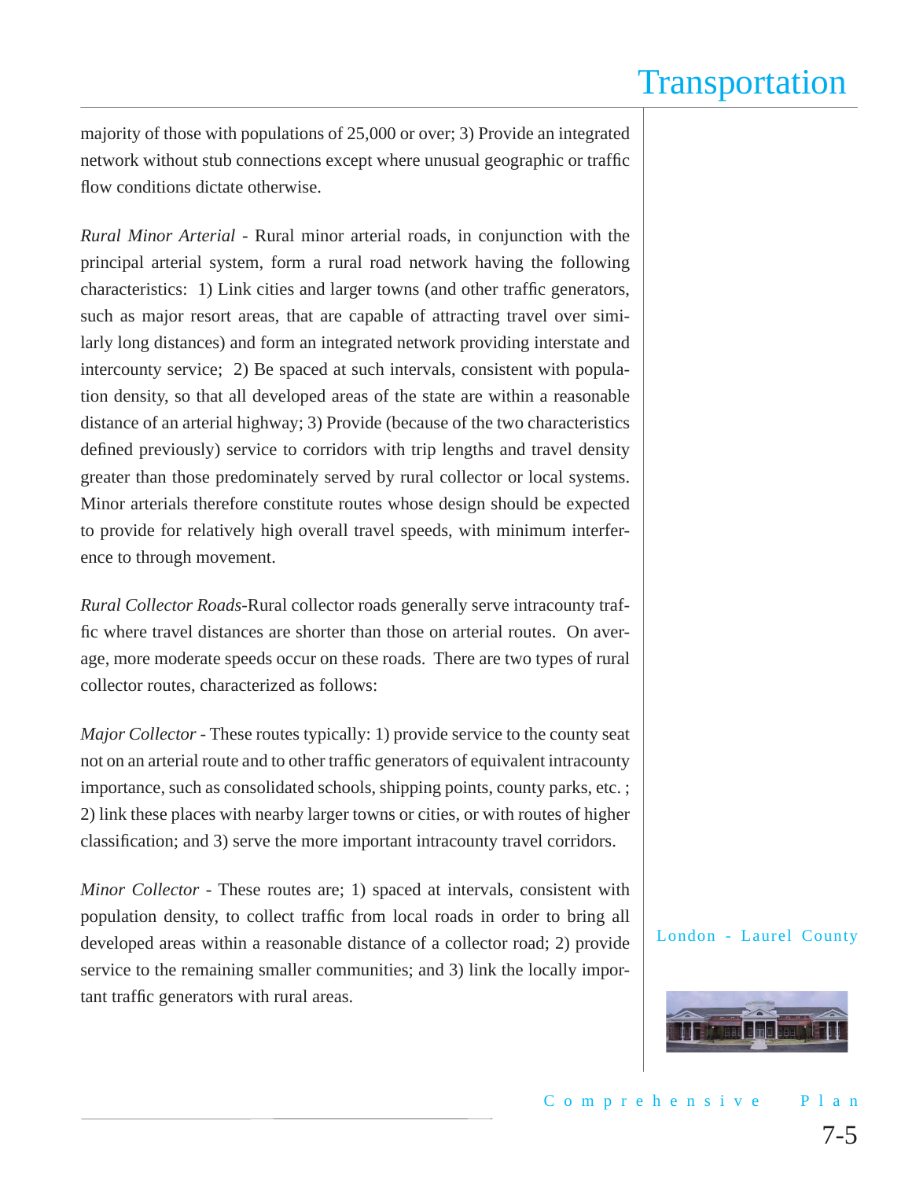majority of those with populations of 25,000 or over; 3) Provide an integrated network without stub connections except where unusual geographic or traffic flow conditions dictate otherwise.

*Rural Minor Arterial* - Rural minor arterial roads, in conjunction with the principal arterial system, form a rural road network having the following characteristics: 1) Link cities and larger towns (and other traffic generators, such as major resort areas, that are capable of attracting travel over similarly long distances) and form an integrated network providing interstate and intercounty service; 2) Be spaced at such intervals, consistent with population density, so that all developed areas of the state are within a reasonable distance of an arterial highway; 3) Provide (because of the two characteristics defined previously) service to corridors with trip lengths and travel density greater than those predominately served by rural collector or local systems. Minor arterials therefore constitute routes whose design should be expected to provide for relatively high overall travel speeds, with minimum interference to through movement.

*Rural Collector Roads*-Rural collector roads generally serve intracounty traffic where travel distances are shorter than those on arterial routes. On average, more moderate speeds occur on these roads. There are two types of rural collector routes, characterized as follows:

*Major Collector* - These routes typically: 1) provide service to the county seat not on an arterial route and to other traffic generators of equivalent intracounty importance, such as consolidated schools, shipping points, county parks, etc. ; 2) link these places with nearby larger towns or cities, or with routes of higher classification; and 3) serve the more important intracounty travel corridors.

*Minor Collector* - These routes are; 1) spaced at intervals, consistent with population density, to collect traffic from local roads in order to bring all developed areas within a reasonable distance of a collector road; 2) provide service to the remaining smaller communities; and 3) link the locally important traffic generators with rural areas.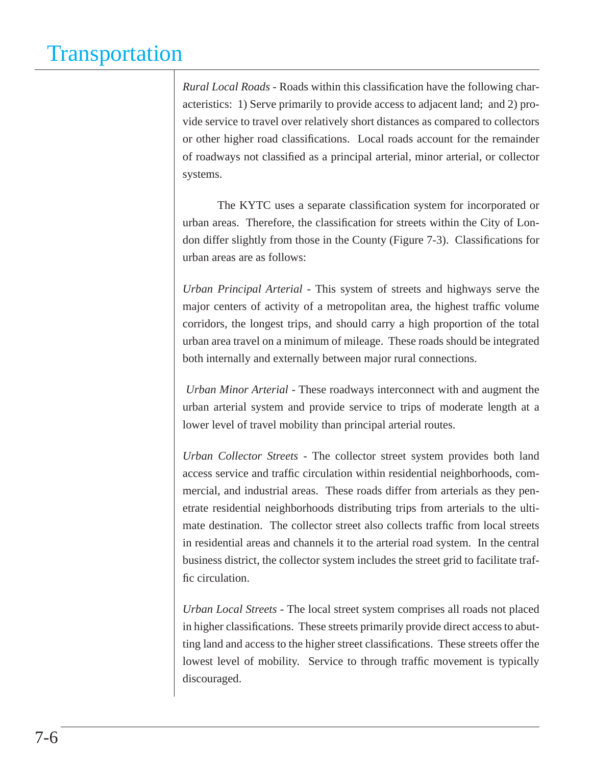*Rural Local Roads* - Roads within this classification have the following characteristics: 1) Serve primarily to provide access to adjacent land; and 2) provide service to travel over relatively short distances as compared to collectors or other higher road classifications. Local roads account for the remainder of roadways not classified as a principal arterial, minor arterial, or collector systems.

The KYTC uses a separate classification system for incorporated or urban areas. Therefore, the classification for streets within the City of London differ slightly from those in the County (Figure 7-3). Classifications for urban areas are as follows:

*Urban Principal Arterial* - This system of streets and highways serve the major centers of activity of a metropolitan area, the highest traffic volume corridors, the longest trips, and should carry a high proportion of the total urban area travel on a minimum of mileage. These roads should be integrated both internally and externally between major rural connections.

*Urban Minor Arterial* - These roadways interconnect with and augment the urban arterial system and provide service to trips of moderate length at a lower level of travel mobility than principal arterial routes.

*Urban Collector Streets* - The collector street system provides both land access service and traffic circulation within residential neighborhoods, commercial, and industrial areas. These roads differ from arterials as they penetrate residential neighborhoods distributing trips from arterials to the ultimate destination. The collector street also collects traffic from local streets in residential areas and channels it to the arterial road system. In the central business district, the collector system includes the street grid to facilitate traffic circulation.

*Urban Local Streets* - The local street system comprises all roads not placed in higher classifications. These streets primarily provide direct access to abutting land and access to the higher street classifications. These streets offer the lowest level of mobility. Service to through traffic movement is typically discouraged.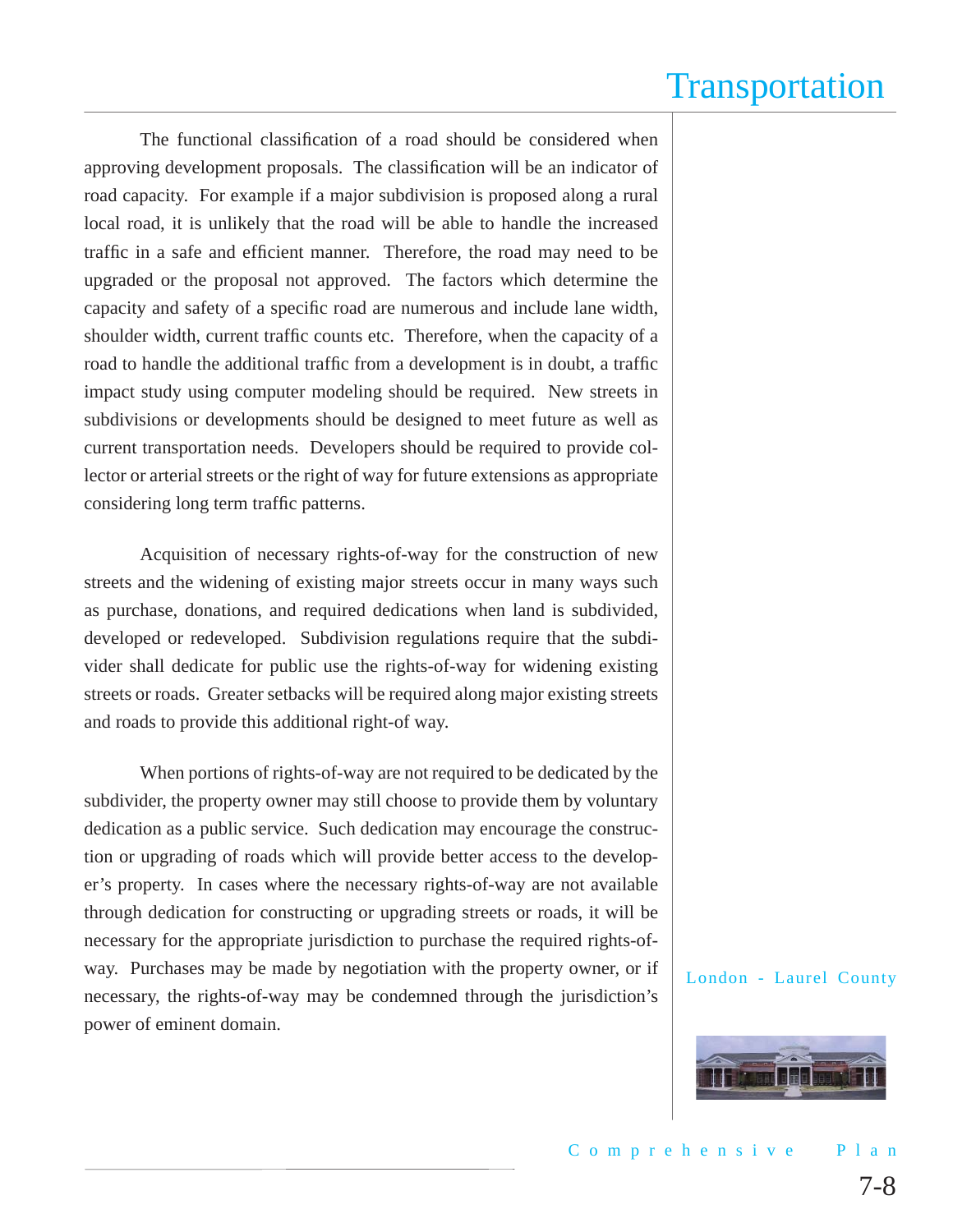The functional classification of a road should be considered when approving development proposals. The classification will be an indicator of road capacity. For example if a major subdivision is proposed along a rural local road, it is unlikely that the road will be able to handle the increased traffic in a safe and efficient manner. Therefore, the road may need to be upgraded or the proposal not approved. The factors which determine the capacity and safety of a specific road are numerous and include lane width, shoulder width, current traffic counts etc. Therefore, when the capacity of a road to handle the additional traffic from a development is in doubt, a traffic impact study using computer modeling should be required. New streets in subdivisions or developments should be designed to meet future as well as current transportation needs. Developers should be required to provide collector or arterial streets or the right of way for future extensions as appropriate considering long term traffic patterns.

Acquisition of necessary rights-of-way for the construction of new streets and the widening of existing major streets occur in many ways such as purchase, donations, and required dedications when land is subdivided, developed or redeveloped. Subdivision regulations require that the subdivider shall dedicate for public use the rights-of-way for widening existing streets or roads. Greater setbacks will be required along major existing streets and roads to provide this additional right-of way.

When portions of rights-of-way are not required to be dedicated by the subdivider, the property owner may still choose to provide them by voluntary dedication as a public service. Such dedication may encourage the construction or upgrading of roads which will provide better access to the developer's property. In cases where the necessary rights-of-way are not available through dedication for constructing or upgrading streets or roads, it will be necessary for the appropriate jurisdiction to purchase the required rights-of-way. Purchases may be made by negotiation with the property owner, or if necessary, the rights-of-way may be condemned through the jurisdiction's power of eminent domain.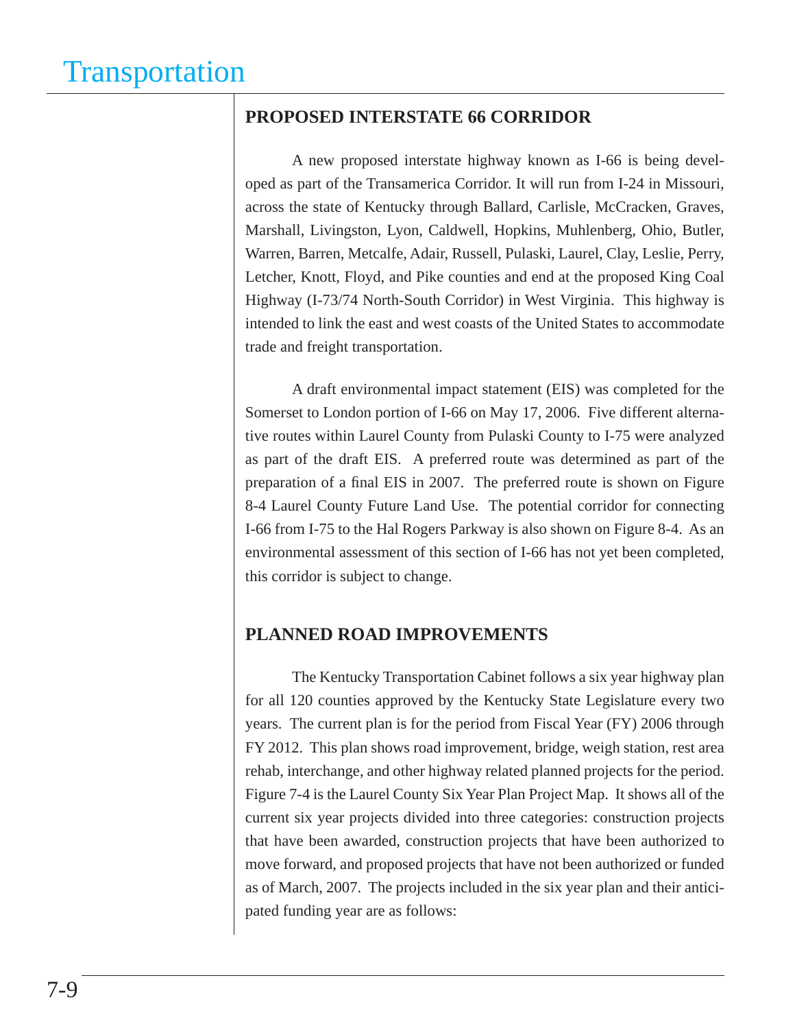## PROPOSED INTERSTATE 66 CORRIDOR

A new proposed interstate highway known as I-66 is being developed as part of the Transamerica Corridor. It will run from I-24 in Missouri, across the state of Kentucky through Ballard, Carlisle, McCracken, Graves, Marshall, Livingston, Lyon, Caldwell, Hopkins, Muhlenberg, Ohio, Butler, Warren, Barren, Metcalfe, Adair, Russell, Pulaski, Laurel, Clay, Leslie, Perry, Letcher, Knott, Floyd, and Pike counties and end at the proposed King Coal Highway (I-73/74 North-South Corridor) in West Virginia. This highway is intended to link the east and west coasts of the United States to accommodate trade and freight transportation.

A draft environmental impact statement (EIS) was completed for the Somerset to London portion of I-66 on May 17, 2006. Five different alternative routes within Laurel County from Pulaski County to I-75 were analyzed as part of the draft EIS. A preferred route was determined as part of the preparation of a final EIS in 2007. The preferred route is shown on Figure 8-4 Laurel County Future Land Use. The potential corridor for connecting I-66 from I-75 to the Hal Rogers Parkway is also shown on Figure 8-4. As an environmental assessment of this section of I-66 has not yet been completed, this corridor is subject to change.

## PLANNED ROAD IMPROVEMENTS

The Kentucky Transportation Cabinet follows a six year highway plan for all 120 counties approved by the Kentucky State Legislature every two years. The current plan is for the period from Fiscal Year (FY) 2006 through FY 2012. This plan shows road improvement, bridge, weigh station, rest area rehab, interchange, and other highway related planned projects for the period. Figure 7-4 is the Laurel County Six Year Plan Project Map. It shows all of the current six year projects divided into three categories: construction projects that have been awarded, construction projects that have been authorized to move forward, and proposed projects that have not been authorized or funded as of March, 2007. The projects included in the six year plan and their anticipated funding year are as follows: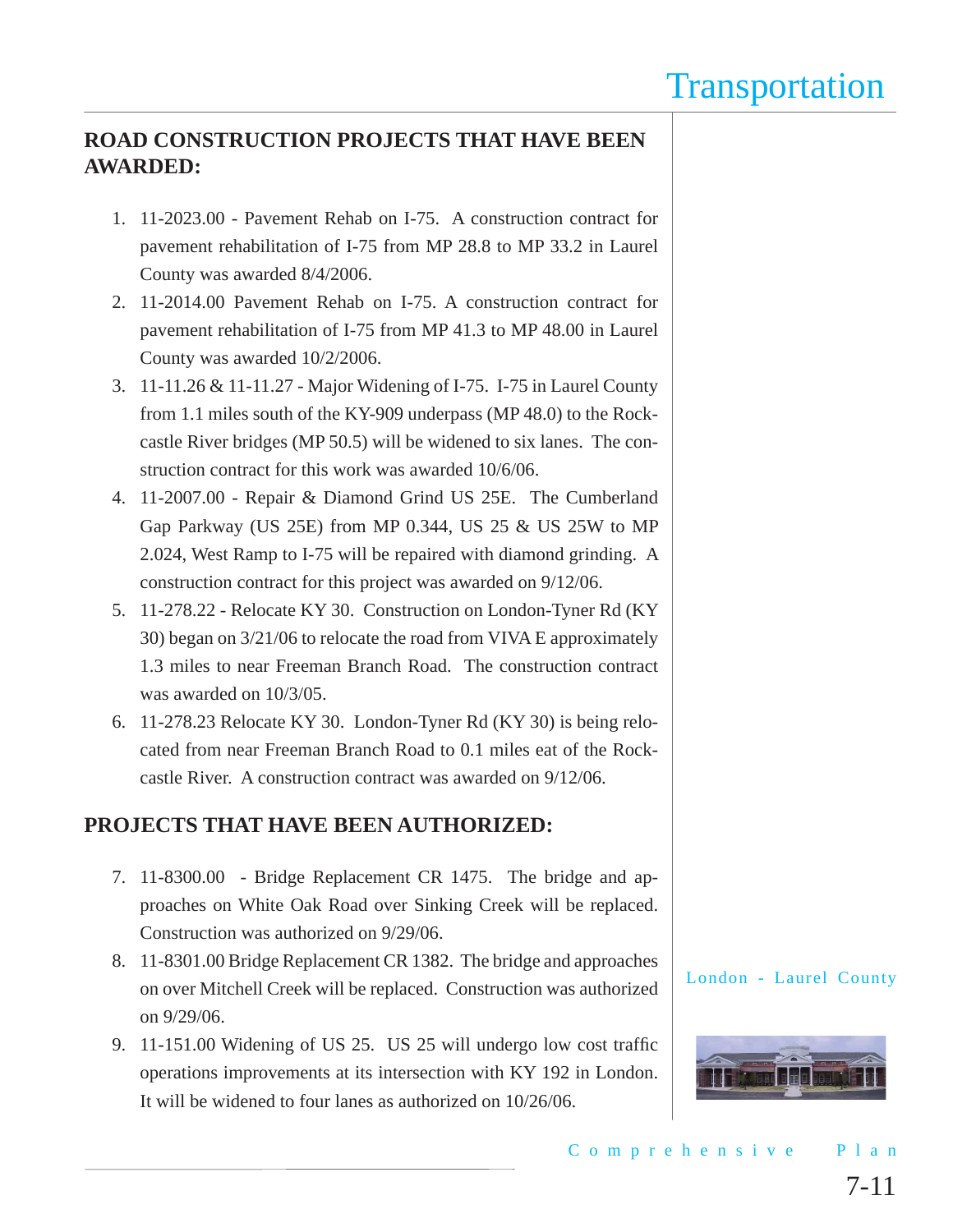## ROAD CONSTRUCTION PROJECTS THAT HAVE BEEN AWARDED:

1. 11-2023.00 - Pavement Rehab on I-75. A construction contract for pavement rehabilitation of I-75 from MP 28.8 to MP 33.2 in Laurel County was awarded 8/4/2006.
2. 11-2014.00 Pavement Rehab on I-75. A construction contract for pavement rehabilitation of I-75 from MP 41.3 to MP 48.00 in Laurel County was awarded 10/2/2006.
3. 11-11.26 & 11-11.27 - Major Widening of I-75. I-75 in Laurel County from 1.1 miles south of the KY-909 underpass (MP 48.0) to the Rockcastle River bridges (MP 50.5) will be widened to six lanes. The construction contract for this work was awarded 10/6/06.
4. 11-2007.00 - Repair & Diamond Grind US 25E. The Cumberland Gap Parkway (US 25E) from MP 0.344, US 25 & US 25W to MP 2.024, West Ramp to I-75 will be repaired with diamond grinding. A construction contract for this project was awarded on 9/12/06.
5. 11-278.22 - Relocate KY 30. Construction on London-Tyner Rd (KY 30) began on 3/21/06 to relocate the road from VIVA E approximately 1.3 miles to near Freeman Branch Road. The construction contract was awarded on 10/3/05.
6. 11-278.23 Relocate KY 30. London-Tyner Rd (KY 30) is being relocated from near Freeman Branch Road to 0.1 miles eat of the Rockcastle River. A construction contract was awarded on 9/12/06.

## PROJECTS THAT HAVE BEEN AUTHORIZED:

7. 11-8300.00 - Bridge Replacement CR 1475. The bridge and approaches on White Oak Road over Sinking Creek will be replaced. Construction was authorized on 9/29/06.
8. 11-8301.00 Bridge Replacement CR 1382. The bridge and approaches on over Mitchell Creek will be replaced. Construction was authorized on 9/29/06.
9. 11-151.00 Widening of US 25. US 25 will undergo low cost traffic operations improvements at its intersection with KY 192 in London. It will be widened to four lanes as authorized on 10/26/06.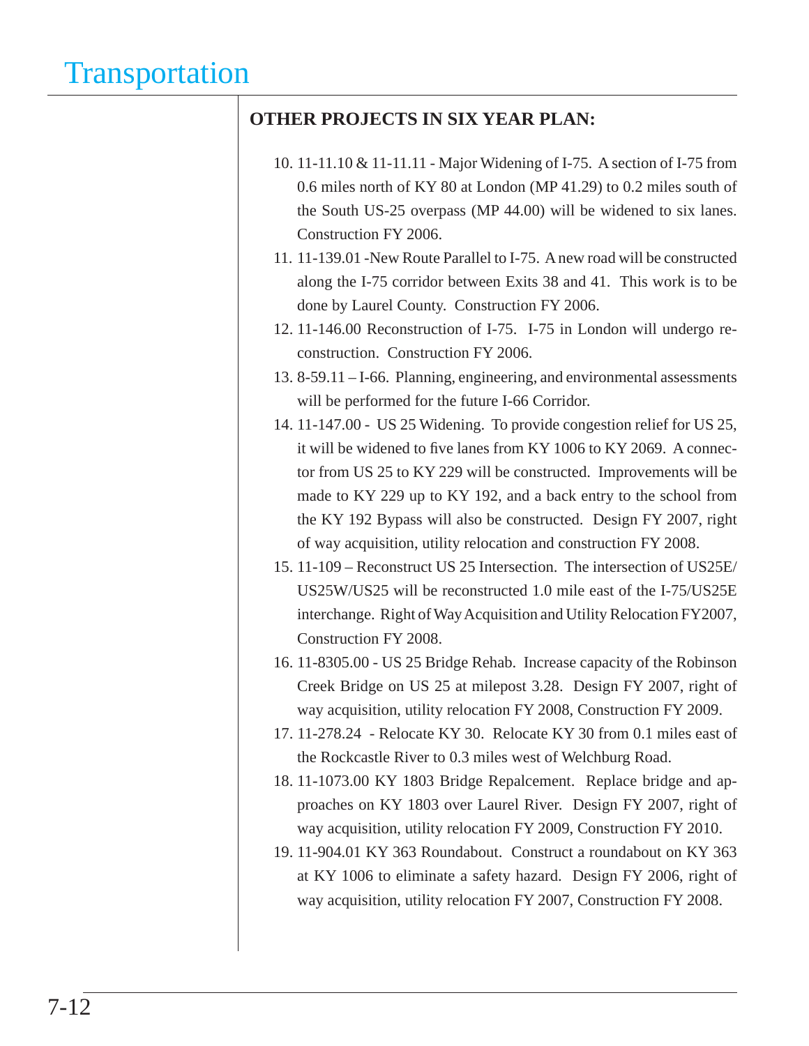## OTHER PROJECTS IN SIX YEAR PLAN:

10. 11-11.10 & 11-11.11 - Major Widening of I-75. A section of I-75 from 0.6 miles north of KY 80 at London (MP 41.29) to 0.2 miles south of the South US-25 overpass (MP 44.00) will be widened to six lanes. Construction FY 2006.
11. 11-139.01 -New Route Parallel to I-75. A new road will be constructed along the I-75 corridor between Exits 38 and 41. This work is to be done by Laurel County. Construction FY 2006.
12. 11-146.00 Reconstruction of I-75. I-75 in London will undergo reconstruction. Construction FY 2006.
13. 8-59.11 – I-66. Planning, engineering, and environmental assessments will be performed for the future I-66 Corridor.
14. 11-147.00 - US 25 Widening. To provide congestion relief for US 25, it will be widened to five lanes from KY 1006 to KY 2069. A connector from US 25 to KY 229 will be constructed. Improvements will be made to KY 229 up to KY 192, and a back entry to the school from the KY 192 Bypass will also be constructed. Design FY 2007, right of way acquisition, utility relocation and construction FY 2008.
15. 11-109 – Reconstruct US 25 Intersection. The intersection of US25E/US25W/US25 will be reconstructed 1.0 mile east of the I-75/US25E interchange. Right of Way Acquisition and Utility Relocation FY2007, Construction FY 2008.
16. 11-8305.00 - US 25 Bridge Rehab. Increase capacity of the Robinson Creek Bridge on US 25 at milepost 3.28. Design FY 2007, right of way acquisition, utility relocation FY 2008, Construction FY 2009.
17. 11-278.24 - Relocate KY 30. Relocate KY 30 from 0.1 miles east of the Rockcastle River to 0.3 miles west of Welchburg Road.
18. 11-1073.00 KY 1803 Bridge Repalcement. Replace bridge and approaches on KY 1803 over Laurel River. Design FY 2007, right of way acquisition, utility relocation FY 2009, Construction FY 2010.
19. 11-904.01 KY 363 Roundabout. Construct a roundabout on KY 363 at KY 1006 to eliminate a safety hazard. Design FY 2006, right of way acquisition, utility relocation FY 2007, Construction FY 2008.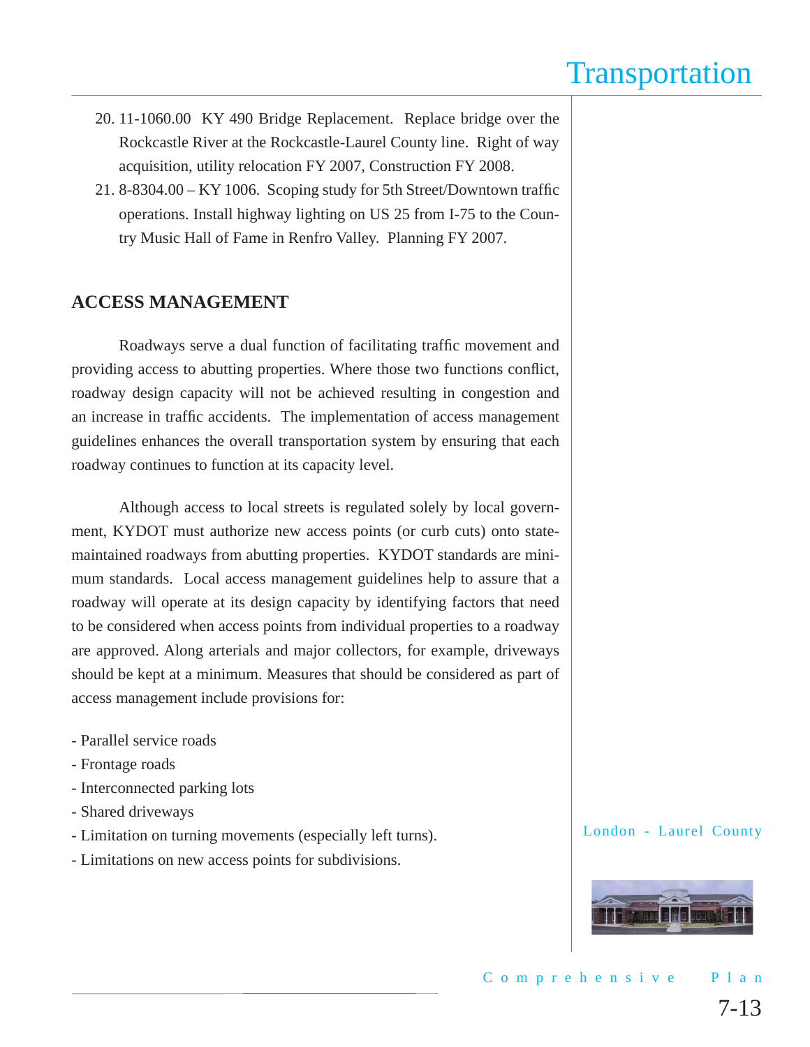20. 11-1060.00 KY 490 Bridge Replacement. Replace bridge over the Rockcastle River at the Rockcastle-Laurel County line. Right of way acquisition, utility relocation FY 2007, Construction FY 2008.
21. 8-8304.00 – KY 1006. Scoping study for 5th Street/Downtown traffic operations. Install highway lighting on US 25 from I-75 to the Country Music Hall of Fame in Renfro Valley. Planning FY 2007.

## ACCESS MANAGEMENT

Roadways serve a dual function of facilitating traffic movement and providing access to abutting properties. Where those two functions conflict, roadway design capacity will not be achieved resulting in congestion and an increase in traffic accidents. The implementation of access management guidelines enhances the overall transportation system by ensuring that each roadway continues to function at its capacity level.

Although access to local streets is regulated solely by local government, KYDOT must authorize new access points (or curb cuts) onto state-maintained roadways from abutting properties. KYDOT standards are minimum standards. Local access management guidelines help to assure that a roadway will operate at its design capacity by identifying factors that need to be considered when access points from individual properties to a roadway are approved. Along arterials and major collectors, for example, driveways should be kept at a minimum. Measures that should be considered as part of access management include provisions for:

- Parallel service roads
- Frontage roads
- Interconnected parking lots
- Shared driveways
- Limitation on turning movements (especially left turns).
- Limitations on new access points for subdivisions.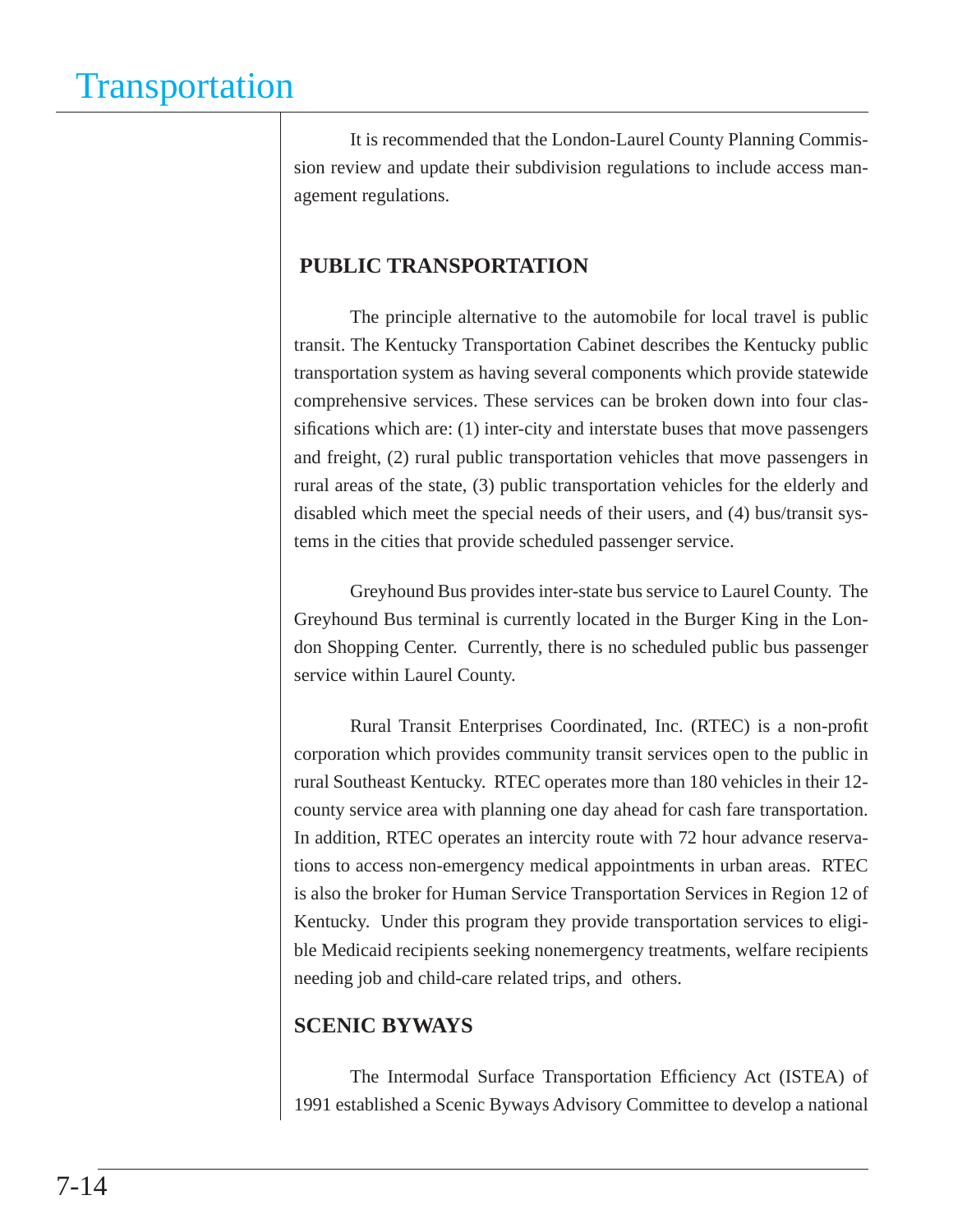It is recommended that the London-Laurel County Planning Commission review and update their subdivision regulations to include access management regulations.

## PUBLIC TRANSPORTATION

The principle alternative to the automobile for local travel is public transit. The Kentucky Transportation Cabinet describes the Kentucky public transportation system as having several components which provide statewide comprehensive services. These services can be broken down into four classifications which are: (1) inter-city and interstate buses that move passengers and freight, (2) rural public transportation vehicles that move passengers in rural areas of the state, (3) public transportation vehicles for the elderly and disabled which meet the special needs of their users, and (4) bus/transit systems in the cities that provide scheduled passenger service.

Greyhound Bus provides inter-state bus service to Laurel County. The Greyhound Bus terminal is currently located in the Burger King in the London Shopping Center. Currently, there is no scheduled public bus passenger service within Laurel County.

Rural Transit Enterprises Coordinated, Inc. (RTEC) is a non-profit corporation which provides community transit services open to the public in rural Southeast Kentucky. RTEC operates more than 180 vehicles in their 12-county service area with planning one day ahead for cash fare transportation. In addition, RTEC operates an intercity route with 72 hour advance reservations to access non-emergency medical appointments in urban areas. RTEC is also the broker for Human Service Transportation Services in Region 12 of Kentucky. Under this program they provide transportation services to eligible Medicaid recipients seeking nonemergency treatments, welfare recipients needing job and child-care related trips, and others.

## SCENIC BYWAYS

The Intermodal Surface Transportation Efficiency Act (ISTEA) of 1991 established a Scenic Byways Advisory Committee to develop a national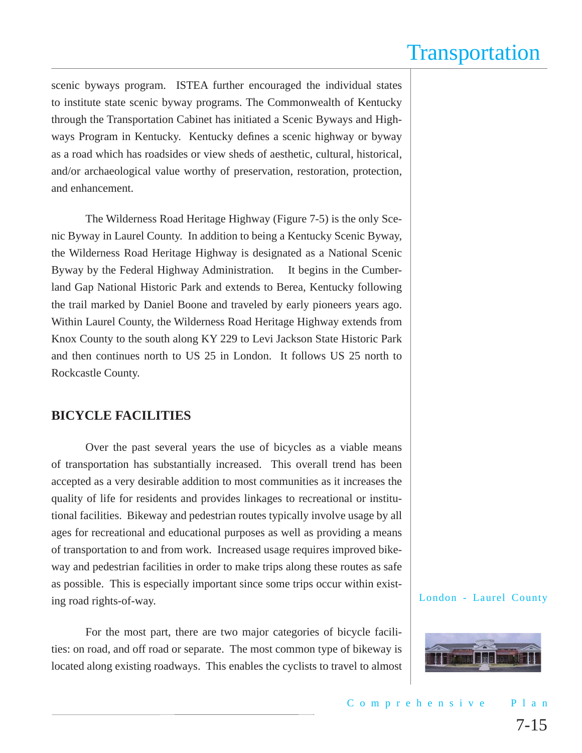scenic byways program. ISTEA further encouraged the individual states to institute state scenic byway programs. The Commonwealth of Kentucky through the Transportation Cabinet has initiated a Scenic Byways and Highways Program in Kentucky. Kentucky defines a scenic highway or byway as a road which has roadsides or view sheds of aesthetic, cultural, historical, and/or archaeological value worthy of preservation, restoration, protection, and enhancement.

The Wilderness Road Heritage Highway (Figure 7-5) is the only Scenic Byway in Laurel County. In addition to being a Kentucky Scenic Byway, the Wilderness Road Heritage Highway is designated as a National Scenic Byway by the Federal Highway Administration. It begins in the Cumberland Gap National Historic Park and extends to Berea, Kentucky following the trail marked by Daniel Boone and traveled by early pioneers years ago. Within Laurel County, the Wilderness Road Heritage Highway extends from Knox County to the south along KY 229 to Levi Jackson State Historic Park and then continues north to US 25 in London. It follows US 25 north to Rockcastle County.

## BICYCLE FACILITIES

Over the past several years the use of bicycles as a viable means of transportation has substantially increased. This overall trend has been accepted as a very desirable addition to most communities as it increases the quality of life for residents and provides linkages to recreational or institutional facilities. Bikeway and pedestrian routes typically involve usage by all ages for recreational and educational purposes as well as providing a means of transportation to and from work. Increased usage requires improved bikeway and pedestrian facilities in order to make trips along these routes as safe as possible. This is especially important since some trips occur within existing road rights-of-way.

For the most part, there are two major categories of bicycle facilities: on road, and off road or separate. The most common type of bikeway is located along existing roadways. This enables the cyclists to travel to almost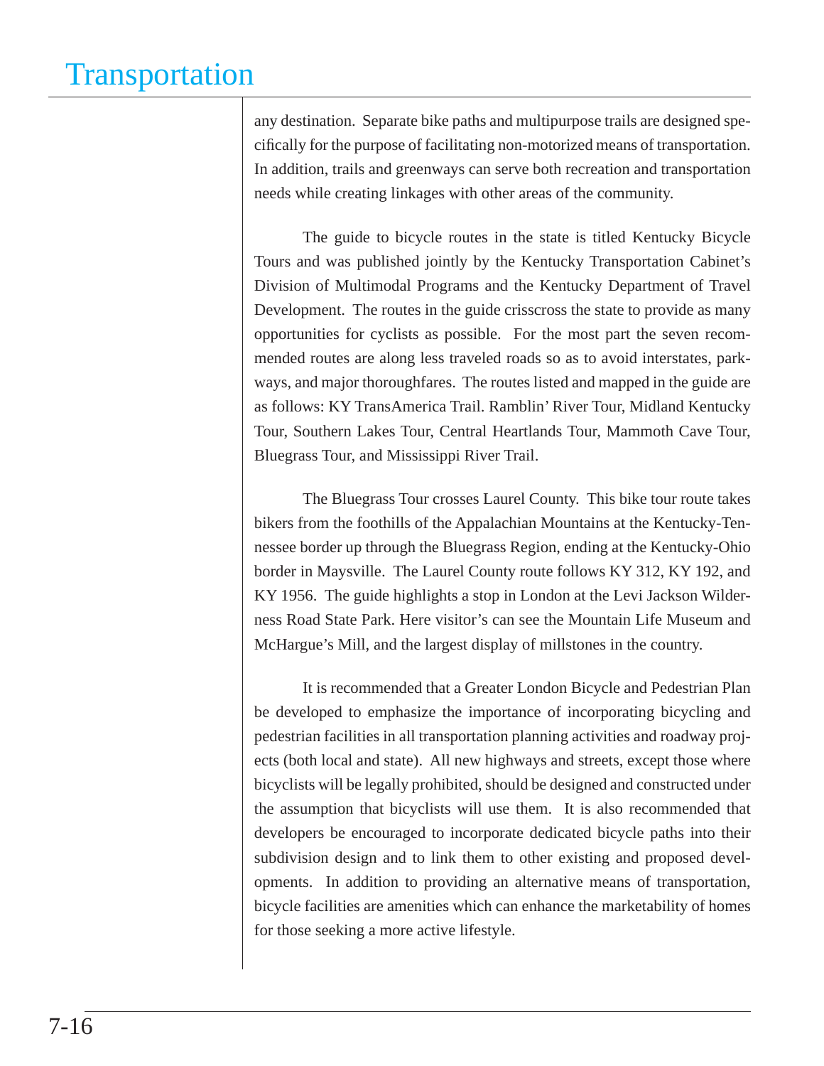any destination. Separate bike paths and multipurpose trails are designed specifically for the purpose of facilitating non-motorized means of transportation. In addition, trails and greenways can serve both recreation and transportation needs while creating linkages with other areas of the community.

The guide to bicycle routes in the state is titled Kentucky Bicycle Tours and was published jointly by the Kentucky Transportation Cabinet's Division of Multimodal Programs and the Kentucky Department of Travel Development. The routes in the guide crisscross the state to provide as many opportunities for cyclists as possible. For the most part the seven recommended routes are along less traveled roads so as to avoid interstates, parkways, and major thoroughfares. The routes listed and mapped in the guide are as follows: KY TransAmerica Trail. Ramblin' River Tour, Midland Kentucky Tour, Southern Lakes Tour, Central Heartlands Tour, Mammoth Cave Tour, Bluegrass Tour, and Mississippi River Trail.

The Bluegrass Tour crosses Laurel County. This bike tour route takes bikers from the foothills of the Appalachian Mountains at the Kentucky-Tennessee border up through the Bluegrass Region, ending at the Kentucky-Ohio border in Maysville. The Laurel County route follows KY 312, KY 192, and KY 1956. The guide highlights a stop in London at the Levi Jackson Wilderness Road State Park. Here visitor's can see the Mountain Life Museum and McHargue's Mill, and the largest display of millstones in the country.

It is recommended that a Greater London Bicycle and Pedestrian Plan be developed to emphasize the importance of incorporating bicycling and pedestrian facilities in all transportation planning activities and roadway projects (both local and state). All new highways and streets, except those where bicyclists will be legally prohibited, should be designed and constructed under the assumption that bicyclists will use them. It is also recommended that developers be encouraged to incorporate dedicated bicycle paths into their subdivision design and to link them to other existing and proposed developments. In addition to providing an alternative means of transportation, bicycle facilities are amenities which can enhance the marketability of homes for those seeking a more active lifestyle.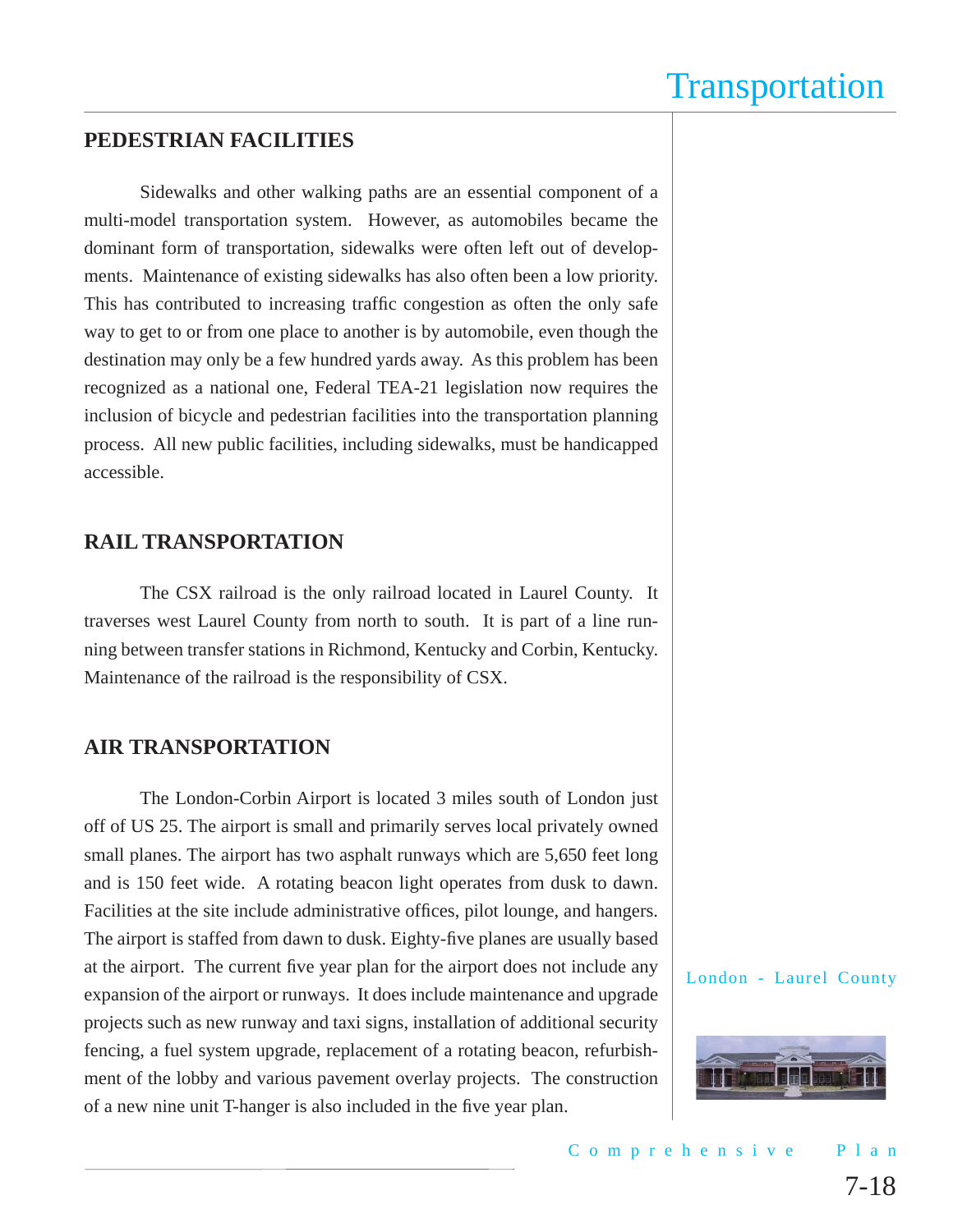## PEDESTRIAN FACILITIES

Sidewalks and other walking paths are an essential component of a multi-model transportation system. However, as automobiles became the dominant form of transportation, sidewalks were often left out of developments. Maintenance of existing sidewalks has also often been a low priority. This has contributed to increasing traffic congestion as often the only safe way to get to or from one place to another is by automobile, even though the destination may only be a few hundred yards away. As this problem has been recognized as a national one, Federal TEA-21 legislation now requires the inclusion of bicycle and pedestrian facilities into the transportation planning process. All new public facilities, including sidewalks, must be handicapped accessible.

## RAIL TRANSPORTATION

The CSX railroad is the only railroad located in Laurel County. It traverses west Laurel County from north to south. It is part of a line running between transfer stations in Richmond, Kentucky and Corbin, Kentucky. Maintenance of the railroad is the responsibility of CSX.

## AIR TRANSPORTATION

The London-Corbin Airport is located 3 miles south of London just off of US 25. The airport is small and primarily serves local privately owned small planes. The airport has two asphalt runways which are 5,650 feet long and is 150 feet wide. A rotating beacon light operates from dusk to dawn. Facilities at the site include administrative offices, pilot lounge, and hangers. The airport is staffed from dawn to dusk. Eighty-five planes are usually based at the airport. The current five year plan for the airport does not include any expansion of the airport or runways. It does include maintenance and upgrade projects such as new runway and taxi signs, installation of additional security fencing, a fuel system upgrade, replacement of a rotating beacon, refurbishment of the lobby and various pavement overlay projects. The construction of a new nine unit T-hanger is also included in the five year plan.